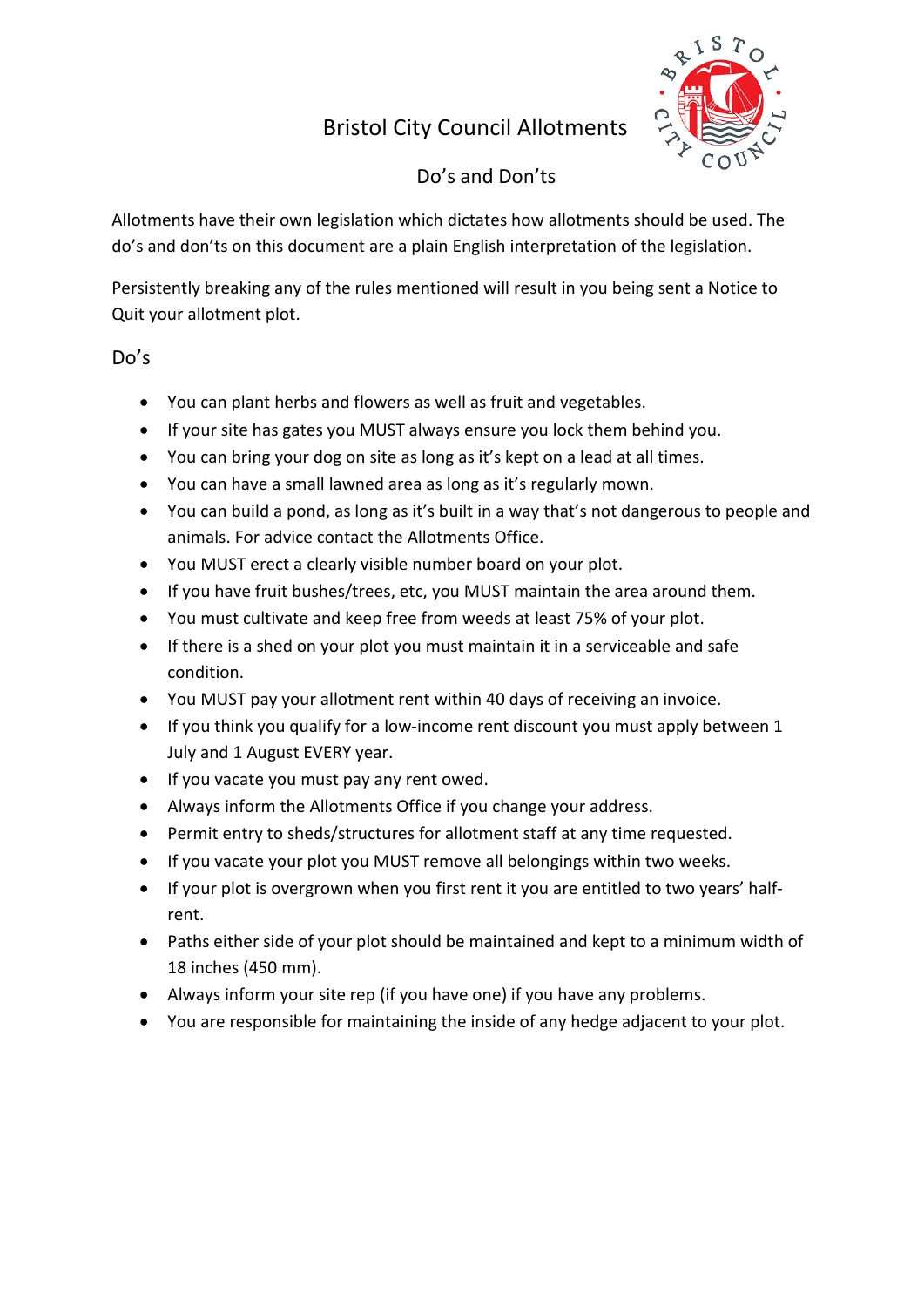# Bristol City Council Allotments

## Do's and Don'ts

Allotments have their own legislation which dictates how allotments should be used. The do's and don'ts on this document are a plain English interpretation of the legislation.

Persistently breaking any of the rules mentioned will result in you being sent a Notice to Quit your allotment plot.

### Do's

- You can plant herbs and flowers as well as fruit and vegetables.
- If your site has gates you MUST always ensure you lock them behind you.
- You can bring your dog on site as long as it's kept on a lead at all times.
- You can have a small lawned area as long as it's regularly mown.
- You can build a pond, as long as it's built in a way that's not dangerous to people and animals. For advice contact the Allotments Office.
- You MUST erect a clearly visible number board on your plot.
- If you have fruit bushes/trees, etc, you MUST maintain the area around them.
- You must cultivate and keep free from weeds at least 75% of your plot.
- If there is a shed on your plot you must maintain it in a serviceable and safe condition.
- You MUST pay your allotment rent within 40 days of receiving an invoice.
- If you think you qualify for a low-income rent discount you must apply between 1 July and 1 August EVERY year.
- If you vacate you must pay any rent owed.
- Always inform the Allotments Office if you change your address.
- Permit entry to sheds/structures for allotment staff at any time requested.
- If you vacate your plot you MUST remove all belongings within two weeks.
- If your plot is overgrown when you first rent it you are entitled to two years' half-rent.
- Paths either side of your plot should be maintained and kept to a minimum width of 18 inches (450 mm).
- Always inform your site rep (if you have one) if you have any problems.
- You are responsible for maintaining the inside of any hedge adjacent to your plot.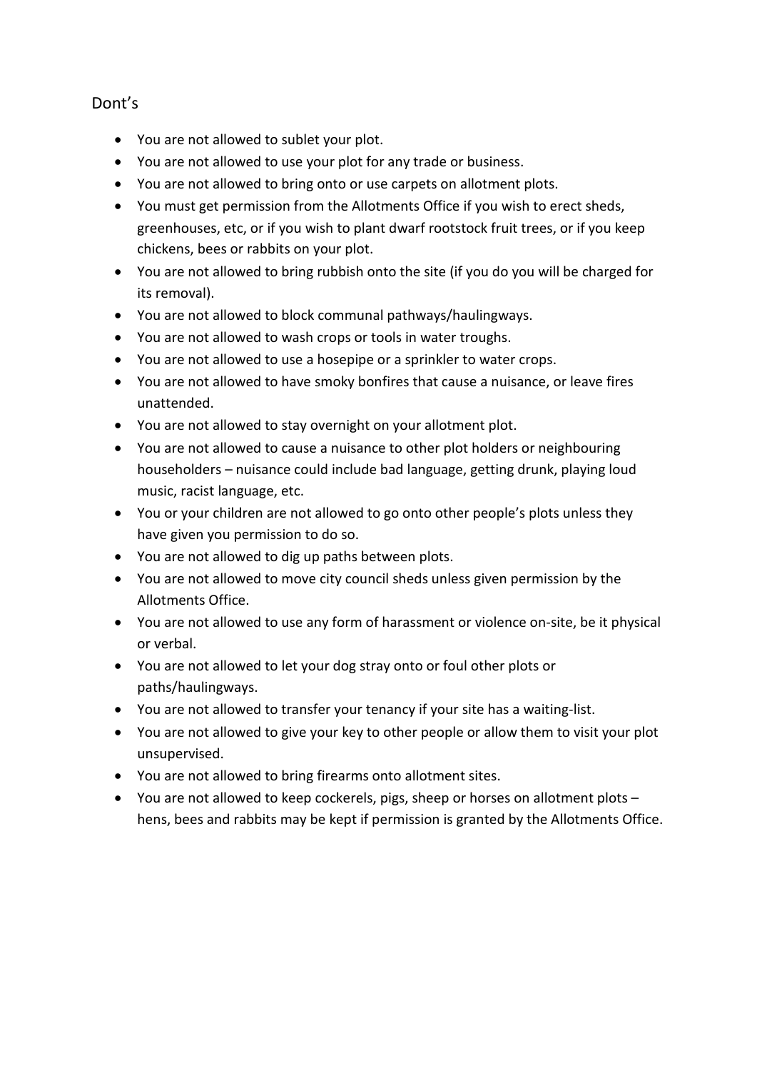## Dont's

- You are not allowed to sublet your plot.
- You are not allowed to use your plot for any trade or business.
- You are not allowed to bring onto or use carpets on allotment plots.
- You must get permission from the Allotments Office if you wish to erect sheds, greenhouses, etc, or if you wish to plant dwarf rootstock fruit trees, or if you keep chickens, bees or rabbits on your plot.
- You are not allowed to bring rubbish onto the site (if you do you will be charged for its removal).
- You are not allowed to block communal pathways/haulingways.
- You are not allowed to wash crops or tools in water troughs.
- You are not allowed to use a hosepipe or a sprinkler to water crops.
- You are not allowed to have smoky bonfires that cause a nuisance, or leave fires unattended.
- You are not allowed to stay overnight on your allotment plot.
- You are not allowed to cause a nuisance to other plot holders or neighbouring householders – nuisance could include bad language, getting drunk, playing loud music, racist language, etc.
- You or your children are not allowed to go onto other people's plots unless they have given you permission to do so.
- You are not allowed to dig up paths between plots.
- You are not allowed to move city council sheds unless given permission by the Allotments Office.
- You are not allowed to use any form of harassment or violence on-site, be it physical or verbal.
- You are not allowed to let your dog stray onto or foul other plots or paths/haulingways.
- You are not allowed to transfer your tenancy if your site has a waiting-list.
- You are not allowed to give your key to other people or allow them to visit your plot unsupervised.
- You are not allowed to bring firearms onto allotment sites.
- You are not allowed to keep cockerels, pigs, sheep or horses on allotment plots – hens, bees and rabbits may be kept if permission is granted by the Allotments Office.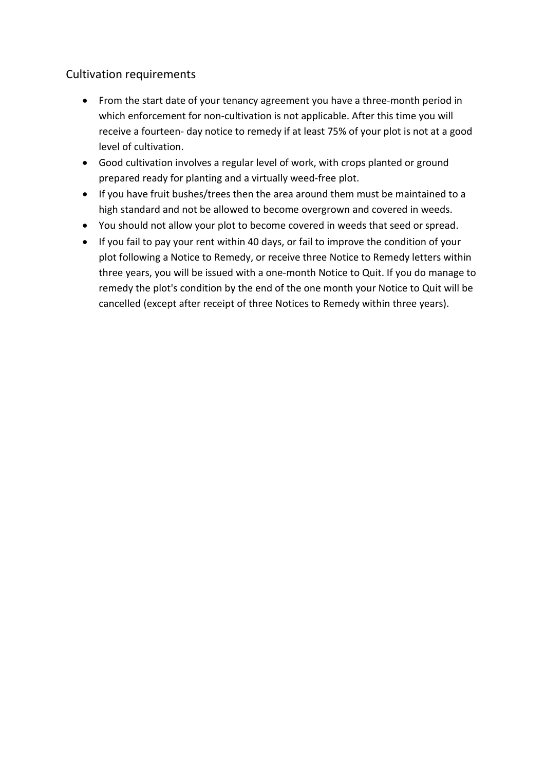## Cultivation requirements

- From the start date of your tenancy agreement you have a three-month period in which enforcement for non-cultivation is not applicable. After this time you will receive a fourteen- day notice to remedy if at least 75% of your plot is not at a good level of cultivation.
- Good cultivation involves a regular level of work, with crops planted or ground prepared ready for planting and a virtually weed-free plot.
- If you have fruit bushes/trees then the area around them must be maintained to a high standard and not be allowed to become overgrown and covered in weeds.
- You should not allow your plot to become covered in weeds that seed or spread.
- If you fail to pay your rent within 40 days, or fail to improve the condition of your plot following a Notice to Remedy, or receive three Notice to Remedy letters within three years, you will be issued with a one-month Notice to Quit. If you do manage to remedy the plot's condition by the end of the one month your Notice to Quit will be cancelled (except after receipt of three Notices to Remedy within three years).